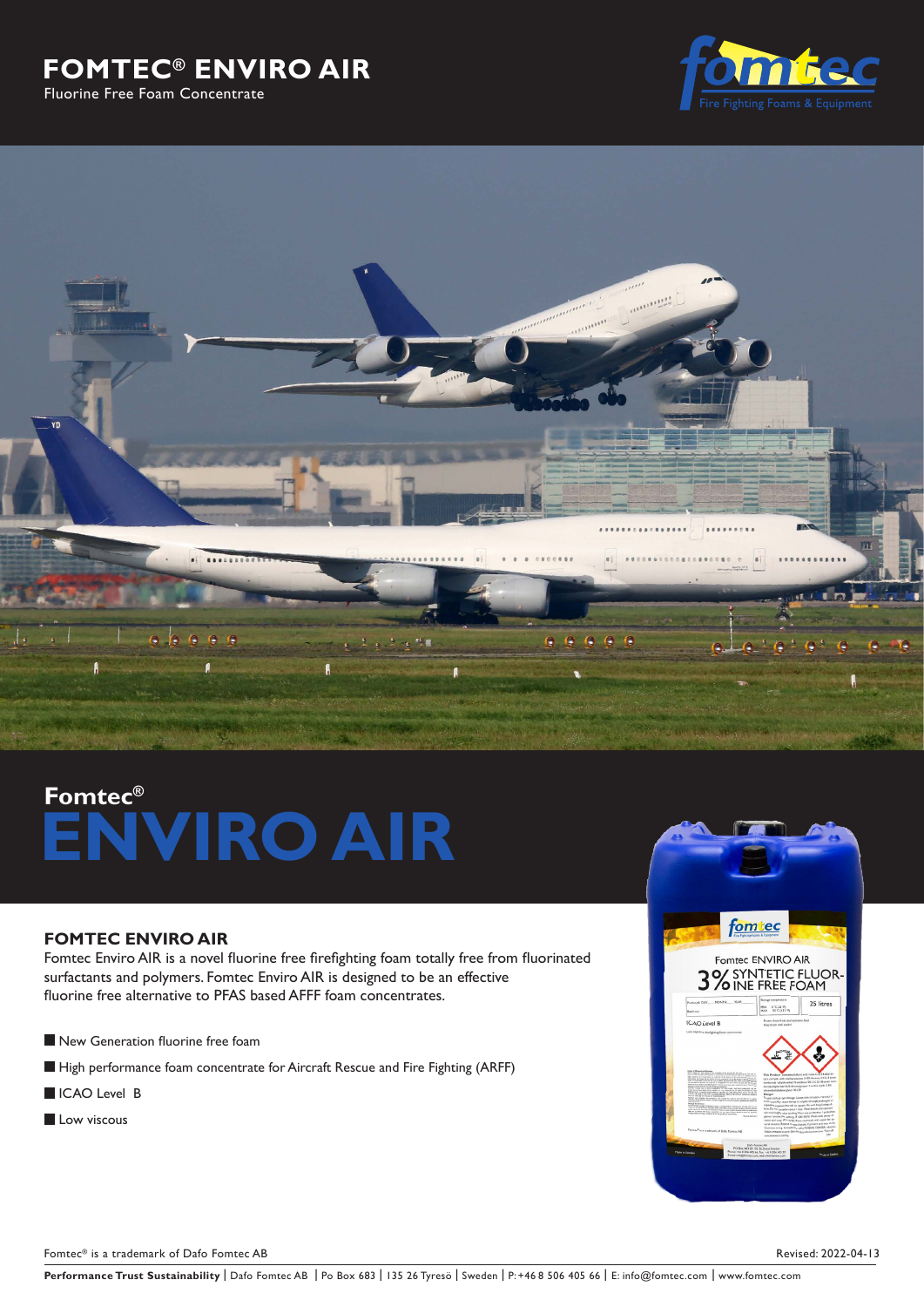# FOMTEC® ENVIRO AIR

Fluorine Free Foam Concentrate

## Fomtec®
# ENVIRO AIR

### FOMTEC ENVIRO AIR

Fomtec Enviro AIR is a novel fluorine free firefighting foam totally free from fluorinated surfactants and polymers. Fomtec Enviro AIR is designed to be an effective fluorine free alternative to PFAS based AFFF foam concentrates.

- New Generation fluorine free foam
- High performance foam concentrate for Aircraft Rescue and Fire Fighting (ARFF)
- ICAO Level B
- Low viscous

Fomtec® is a trademark of Dafo Fomtec AB

Revised: 2022-04-13

**Performance Trust Sustainability** | Dafo Fomtec AB | Po Box 683 | 135 26 Tyresö | Sweden | P: +46 8 506 405 66 | E: info@fomtec.com | www.fomtec.com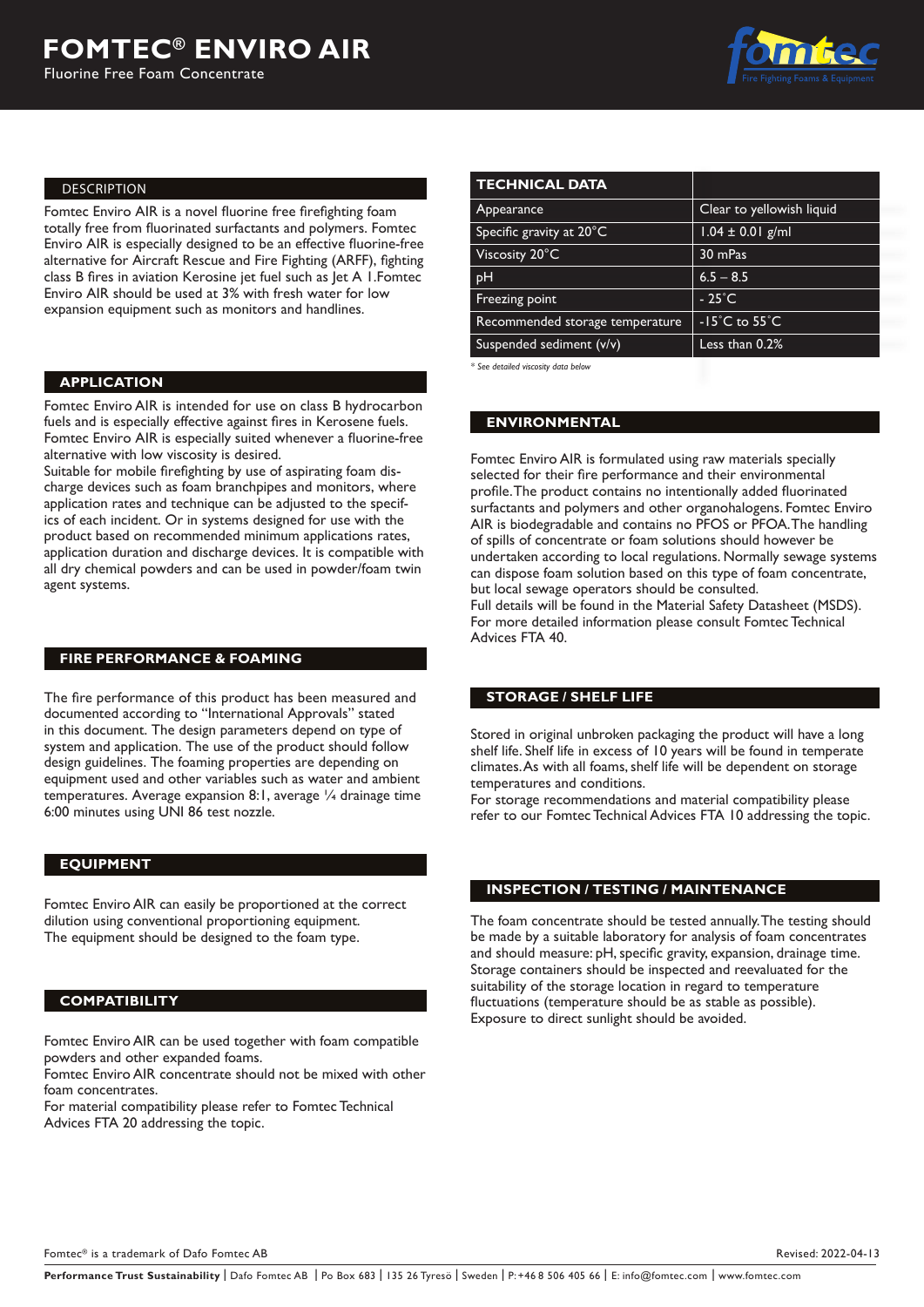# FOMTEC® ENVIRO AIR

Fluorine Free Foam Concentrate

## DESCRIPTION

Fomtec Enviro AIR is a novel fluorine free firefighting foam totally free from fluorinated surfactants and polymers. Fomtec Enviro AIR is especially designed to be an effective fluorine-free alternative for Aircraft Rescue and Fire Fighting (ARFF), fighting class B fires in aviation Kerosine jet fuel such as Jet A 1.Fomtec Enviro AIR should be used at 3% with fresh water for low expansion equipment such as monitors and handlines.

## APPLICATION

Fomtec Enviro AIR is intended for use on class B hydrocarbon fuels and is especially effective against fires in Kerosene fuels. Fomtec Enviro AIR is especially suited whenever a fluorine-free alternative with low viscosity is desired.
Suitable for mobile firefighting by use of aspirating foam discharge devices such as foam branchpipes and monitors, where application rates and technique can be adjusted to the specifics of each incident. Or in systems designed for use with the product based on recommended minimum applications rates, application duration and discharge devices. It is compatible with all dry chemical powders and can be used in powder/foam twin agent systems.

## FIRE PERFORMANCE & FOAMING

The fire performance of this product has been measured and documented according to "International Approvals" stated in this document. The design parameters depend on type of system and application. The use of the product should follow design guidelines. The foaming properties are depending on equipment used and other variables such as water and ambient temperatures. Average expansion 8:1, average ¼ drainage time 6:00 minutes using UNI 86 test nozzle.

## EQUIPMENT

Fomtec Enviro AIR can easily be proportioned at the correct dilution using conventional proportioning equipment.
The equipment should be designed to the foam type.

## COMPATIBILITY

Fomtec Enviro AIR can be used together with foam compatible powders and other expanded foams.
Fomtec Enviro AIR concentrate should not be mixed with other foam concentrates.
For material compatibility please refer to Fomtec Technical Advices FTA 20 addressing the topic.

## TECHNICAL DATA

| TECHNICAL DATA | |
|---|---|
| Appearance | Clear to yellowish liquid |
| Specific gravity at 20°C | 1.04 ± 0.01 g/ml |
| Viscosity 20°C | 30 mPas |
| pH | 6.5 – 8.5 |
| Freezing point | - 25°C |
| Recommended storage temperature | -15°C to 55°C |
| Suspended sediment (v/v) | Less than 0.2% |

*\* See detailed viscosity data below*

## ENVIRONMENTAL

Fomtec Enviro AIR is formulated using raw materials specially selected for their fire performance and their environmental profile. The product contains no intentionally added fluorinated surfactants and polymers and other organohalogens. Fomtec Enviro AIR is biodegradable and contains no PFOS or PFOA. The handling of spills of concentrate or foam solutions should however be undertaken according to local regulations. Normally sewage systems can dispose foam solution based on this type of foam concentrate, but local sewage operators should be consulted.
Full details will be found in the Material Safety Datasheet (MSDS).
For more detailed information please consult Fomtec Technical Advices FTA 40.

## STORAGE / SHELF LIFE

Stored in original unbroken packaging the product will have a long shelf life. Shelf life in excess of 10 years will be found in temperate climates. As with all foams, shelf life will be dependent on storage temperatures and conditions.
For storage recommendations and material compatibility please refer to our Fomtec Technical Advices FTA 10 addressing the topic.

## INSPECTION / TESTING / MAINTENANCE

The foam concentrate should be tested annually. The testing should be made by a suitable laboratory for analysis of foam concentrates and should measure: pH, specific gravity, expansion, drainage time.
Storage containers should be inspected and reevaluated for the suitability of the storage location in regard to temperature fluctuations (temperature should be as stable as possible).
Exposure to direct sunlight should be avoided.

Fomtec® is a trademark of Dafo Fomtec AB

Revised: 2022-04-13

**Performance Trust Sustainability** | Dafo Fomtec AB | Po Box 683 | 135 26 Tyresö | Sweden | P: +46 8 506 405 66 | E: info@fomtec.com | www.fomtec.com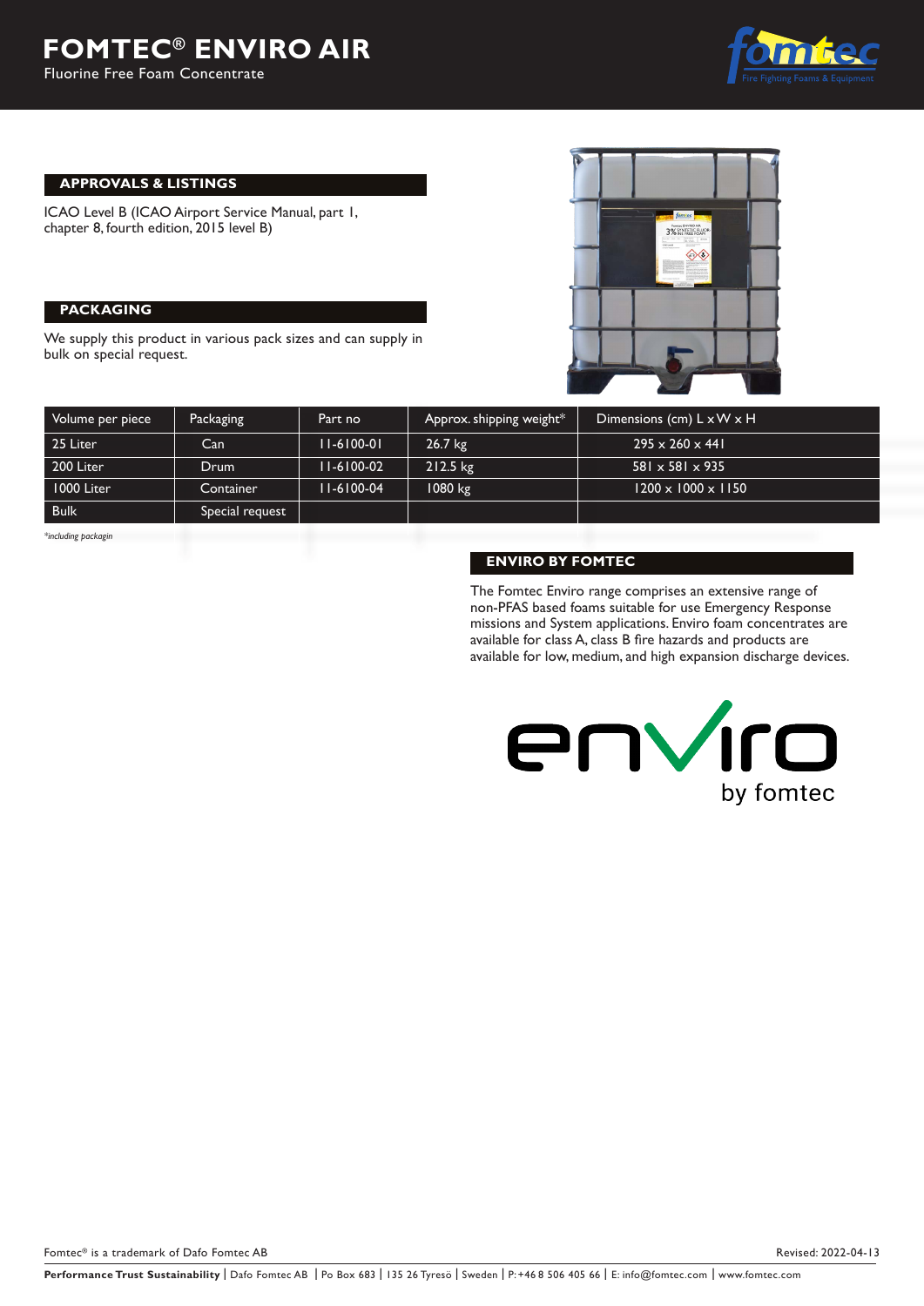# FOMTEC® ENVIRO AIR

Fluorine Free Foam Concentrate

## APPROVALS & LISTINGS

ICAO Level B (ICAO Airport Service Manual, part 1, chapter 8, fourth edition, 2015 level B)

## PACKAGING

We supply this product in various pack sizes and can supply in bulk on special request.

| Volume per piece | Packaging | Part no | Approx. shipping weight* | Dimensions (cm) L x W x H |
|---|---|---|---|---|
| 25 Liter | Can | 11-6100-01 | 26.7 kg | 295 x 260 x 441 |
| 200 Liter | Drum | 11-6100-02 | 212.5 kg | 581 x 581 x 935 |
| 1000 Liter | Container | 11-6100-04 | 1080 kg | 1200 x 1000 x 1150 |
| Bulk | Special request | | | |

*\*including packagin*

## ENVIRO BY FOMTEC

The Fomtec Enviro range comprises an extensive range of non-PFAS based foams suitable for use Emergency Response missions and System applications. Enviro foam concentrates are available for class A, class B fire hazards and products are available for low, medium, and high expansion discharge devices.

enviro by fomtec

Fomtec® is a trademark of Dafo Fomtec AB

Revised: 2022-04-13

**Performance Trust Sustainability** | Dafo Fomtec AB | Po Box 683 | 135 26 Tyresö | Sweden | P: +46 8 506 405 66 | E: info@fomtec.com | www.fomtec.com